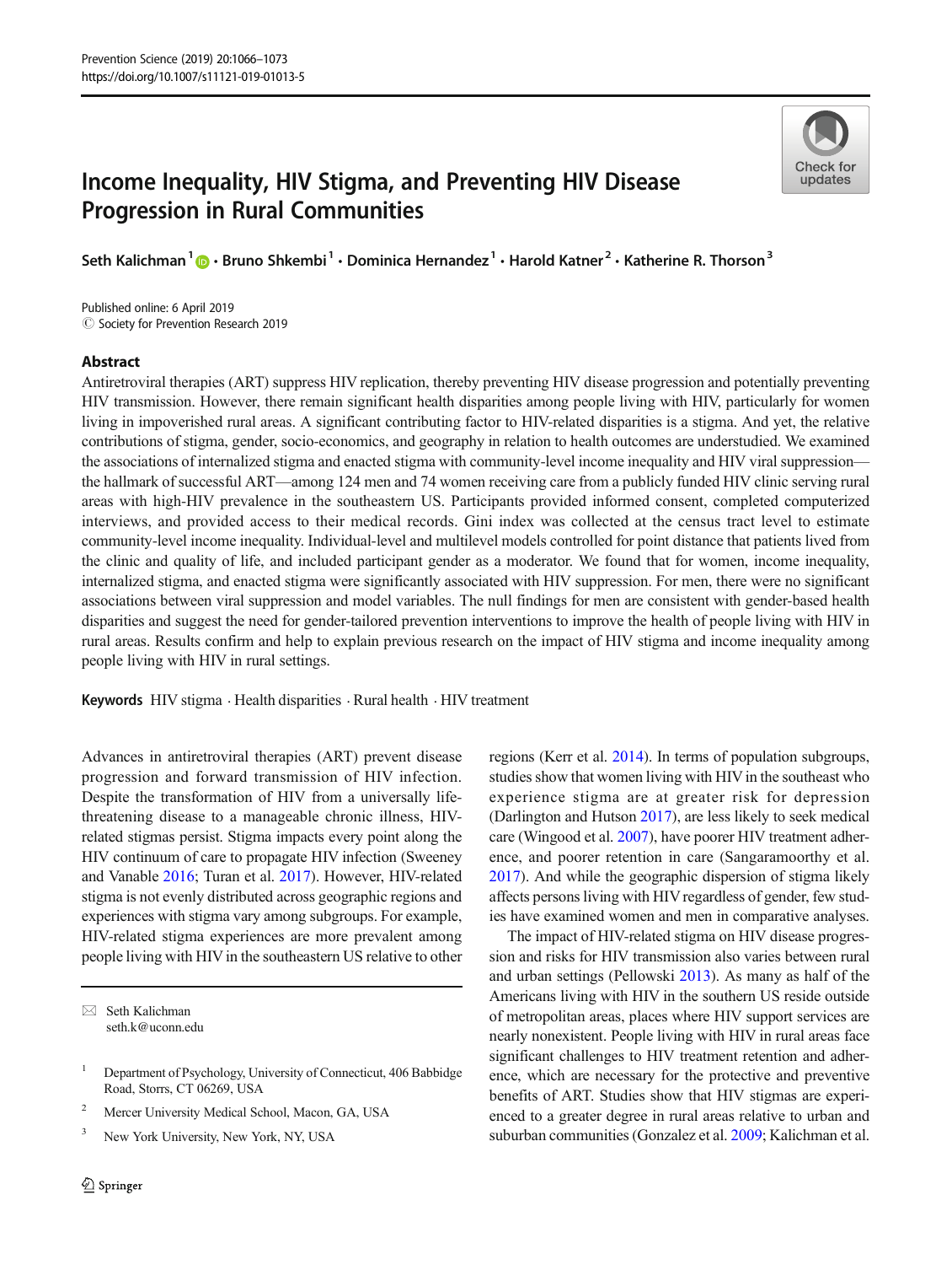# Income Inequality, HIV Stigma, and Preventing HIV Disease Progression in Rural Communities

**Seth Kalichman**[1] · **Bruno Shkembi**[1] · **Dominica Hernandez**[1] · **Harold Katner**[2] · **Katherine R. Thorson**[3]

Published online: 6 April 2019
© Society for Prevention Research 2019

## Abstract

Antiretroviral therapies (ART) suppress HIV replication, thereby preventing HIV disease progression and potentially preventing HIV transmission. However, there remain significant health disparities among people living with HIV, particularly for women living in impoverished rural areas. A significant contributing factor to HIV-related disparities is a stigma. And yet, the relative contributions of stigma, gender, socio-economics, and geography in relation to health outcomes are understudied. We examined the associations of internalized stigma and enacted stigma with community-level income inequality and HIV viral suppression—the hallmark of successful ART—among 124 men and 74 women receiving care from a publicly funded HIV clinic serving rural areas with high-HIV prevalence in the southeastern US. Participants provided informed consent, completed computerized interviews, and provided access to their medical records. Gini index was collected at the census tract level to estimate community-level income inequality. Individual-level and multilevel models controlled for point distance that patients lived from the clinic and quality of life, and included participant gender as a moderator. We found that for women, income inequality, internalized stigma, and enacted stigma were significantly associated with HIV suppression. For men, there were no significant associations between viral suppression and model variables. The null findings for men are consistent with gender-based health disparities and suggest the need for gender-tailored prevention interventions to improve the health of people living with HIV in rural areas. Results confirm and help to explain previous research on the impact of HIV stigma and income inequality among people living with HIV in rural settings.

**Keywords** HIV stigma · Health disparities · Rural health · HIV treatment

Advances in antiretroviral therapies (ART) prevent disease progression and forward transmission of HIV infection. Despite the transformation of HIV from a universally life-threatening disease to a manageable chronic illness, HIV-related stigmas persist. Stigma impacts every point along the HIV continuum of care to propagate HIV infection (Sweeney and Vanable 2016; Turan et al. 2017). However, HIV-related stigma is not evenly distributed across geographic regions and experiences with stigma vary among subgroups. For example, HIV-related stigma experiences are more prevalent among people living with HIV in the southeastern US relative to other regions (Kerr et al. 2014). In terms of population subgroups, studies show that women living with HIV in the southeast who experience stigma are at greater risk for depression (Darlington and Hutson 2017), are less likely to seek medical care (Wingood et al. 2007), have poorer HIV treatment adherence, and poorer retention in care (Sangaramoorthy et al. 2017). And while the geographic dispersion of stigma likely affects persons living with HIV regardless of gender, few studies have examined women and men in comparative analyses.

The impact of HIV-related stigma on HIV disease progression and risks for HIV transmission also varies between rural and urban settings (Pellowski 2013). As many as half of the Americans living with HIV in the southern US reside outside of metropolitan areas, places where HIV support services are nearly nonexistent. People living with HIV in rural areas face significant challenges to HIV treatment retention and adherence, which are necessary for the protective and preventive benefits of ART. Studies show that HIV stigmas are experienced to a greater degree in rural areas relative to urban and suburban communities (Gonzalez et al. 2009; Kalichman et al.

---

✉ Seth Kalichman
seth.k@uconn.edu

[1] Department of Psychology, University of Connecticut, 406 Babbidge Road, Storrs, CT 06269, USA

[2] Mercer University Medical School, Macon, GA, USA

[3] New York University, New York, NY, USA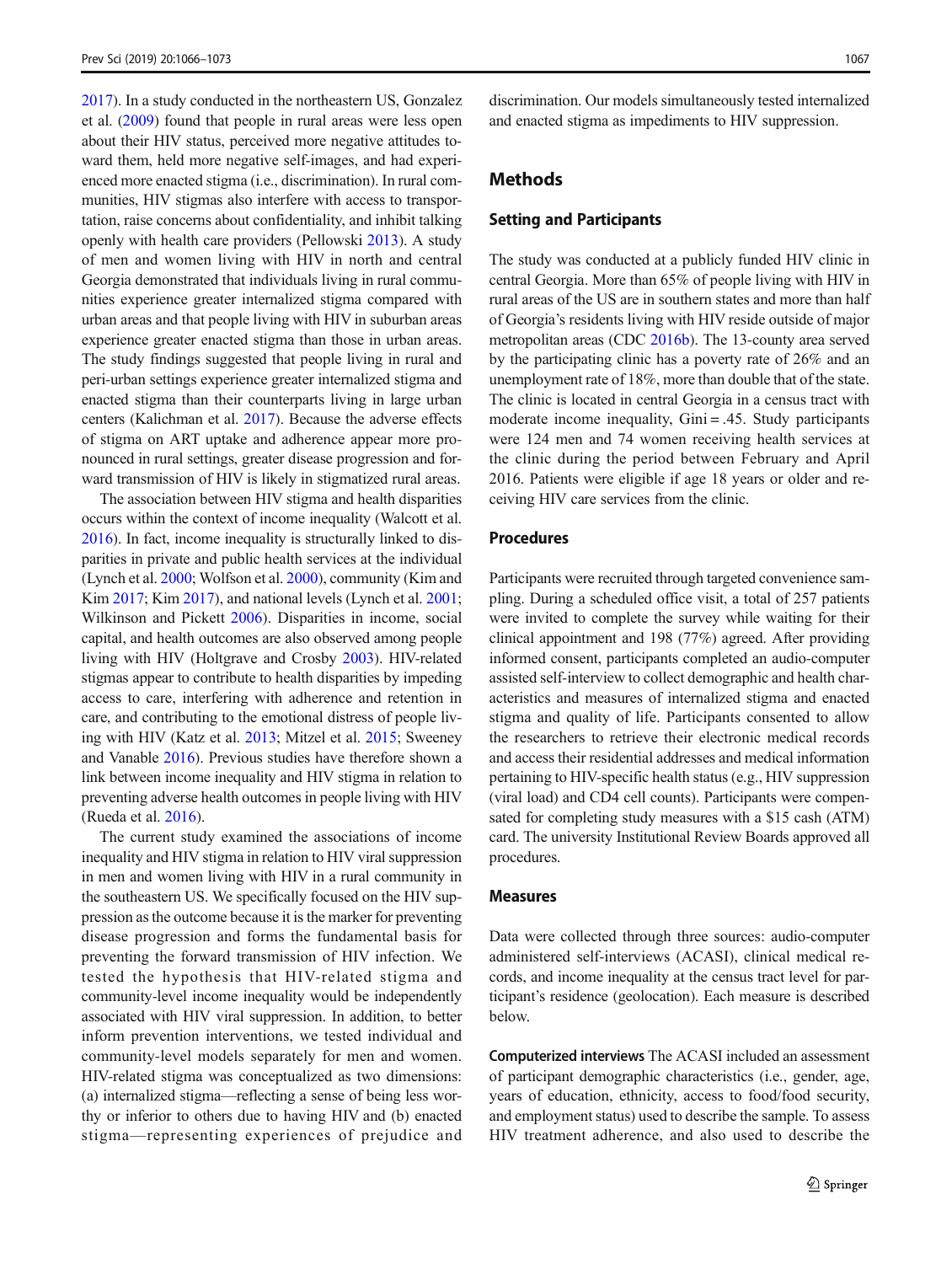2017). In a study conducted in the northeastern US, Gonzalez et al. (2009) found that people in rural areas were less open about their HIV status, perceived more negative attitudes toward them, held more negative self-images, and had experienced more enacted stigma (i.e., discrimination). In rural communities, HIV stigmas also interfere with access to transportation, raise concerns about confidentiality, and inhibit talking openly with health care providers (Pellowski 2013). A study of men and women living with HIV in north and central Georgia demonstrated that individuals living in rural communities experience greater internalized stigma compared with urban areas and that people living with HIV in suburban areas experience greater enacted stigma than those in urban areas. The study findings suggested that people living in rural and peri-urban settings experience greater internalized stigma and enacted stigma than their counterparts living in large urban centers (Kalichman et al. 2017). Because the adverse effects of stigma on ART uptake and adherence appear more pronounced in rural settings, greater disease progression and forward transmission of HIV is likely in stigmatized rural areas.

The association between HIV stigma and health disparities occurs within the context of income inequality (Walcott et al. 2016). In fact, income inequality is structurally linked to disparities in private and public health services at the individual (Lynch et al. 2000; Wolfson et al. 2000), community (Kim and Kim 2017; Kim 2017), and national levels (Lynch et al. 2001; Wilkinson and Pickett 2006). Disparities in income, social capital, and health outcomes are also observed among people living with HIV (Holtgrave and Crosby 2003). HIV-related stigmas appear to contribute to health disparities by impeding access to care, interfering with adherence and retention in care, and contributing to the emotional distress of people living with HIV (Katz et al. 2013; Mitzel et al. 2015; Sweeney and Vanable 2016). Previous studies have therefore shown a link between income inequality and HIV stigma in relation to preventing adverse health outcomes in people living with HIV (Rueda et al. 2016).

The current study examined the associations of income inequality and HIV stigma in relation to HIV viral suppression in men and women living with HIV in a rural community in the southeastern US. We specifically focused on the HIV suppression as the outcome because it is the marker for preventing disease progression and forms the fundamental basis for preventing the forward transmission of HIV infection. We tested the hypothesis that HIV-related stigma and community-level income inequality would be independently associated with HIV viral suppression. In addition, to better inform prevention interventions, we tested individual and community-level models separately for men and women. HIV-related stigma was conceptualized as two dimensions: (a) internalized stigma—reflecting a sense of being less worthy or inferior to others due to having HIV and (b) enacted stigma—representing experiences of prejudice and discrimination. Our models simultaneously tested internalized and enacted stigma as impediments to HIV suppression.

## Methods

### Setting and Participants

The study was conducted at a publicly funded HIV clinic in central Georgia. More than 65% of people living with HIV in rural areas of the US are in southern states and more than half of Georgia's residents living with HIV reside outside of major metropolitan areas (CDC 2016b). The 13-county area served by the participating clinic has a poverty rate of 26% and an unemployment rate of 18%, more than double that of the state. The clinic is located in central Georgia in a census tract with moderate income inequality, Gini = .45. Study participants were 124 men and 74 women receiving health services at the clinic during the period between February and April 2016. Patients were eligible if age 18 years or older and receiving HIV care services from the clinic.

### Procedures

Participants were recruited through targeted convenience sampling. During a scheduled office visit, a total of 257 patients were invited to complete the survey while waiting for their clinical appointment and 198 (77%) agreed. After providing informed consent, participants completed an audio-computer assisted self-interview to collect demographic and health characteristics and measures of internalized stigma and enacted stigma and quality of life. Participants consented to allow the researchers to retrieve their electronic medical records and access their residential addresses and medical information pertaining to HIV-specific health status (e.g., HIV suppression (viral load) and CD4 cell counts). Participants were compensated for completing study measures with a $15 cash (ATM) card. The university Institutional Review Boards approved all procedures.

### Measures

Data were collected through three sources: audio-computer administered self-interviews (ACASI), clinical medical records, and income inequality at the census tract level for participant's residence (geolocation). Each measure is described below.

**Computerized interviews** The ACASI included an assessment of participant demographic characteristics (i.e., gender, age, years of education, ethnicity, access to food/food security, and employment status) used to describe the sample. To assess HIV treatment adherence, and also used to describe the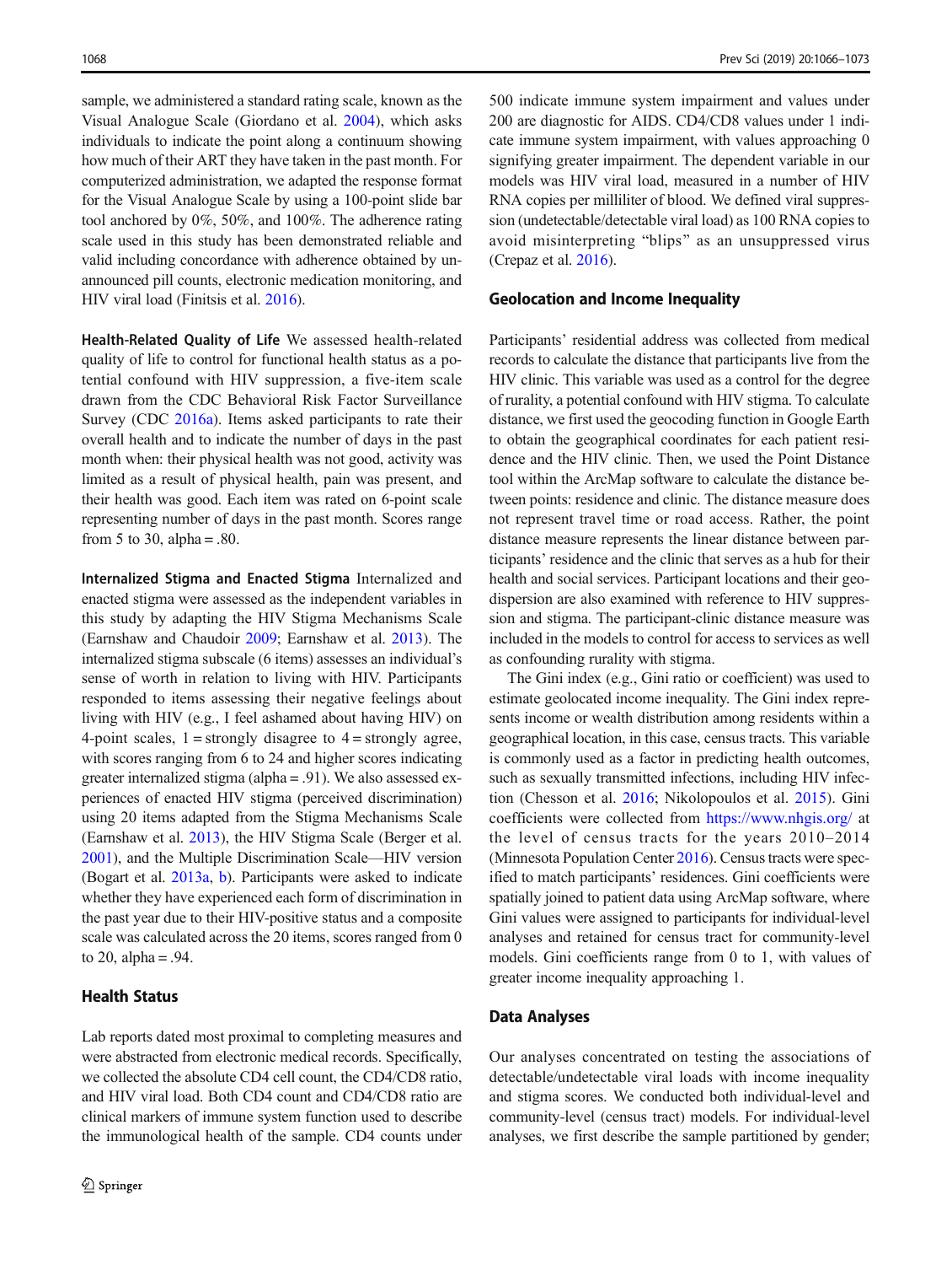sample, we administered a standard rating scale, known as the Visual Analogue Scale (Giordano et al. 2004), which asks individuals to indicate the point along a continuum showing how much of their ART they have taken in the past month. For computerized administration, we adapted the response format for the Visual Analogue Scale by using a 100-point slide bar tool anchored by 0%, 50%, and 100%. The adherence rating scale used in this study has been demonstrated reliable and valid including concordance with adherence obtained by unannounced pill counts, electronic medication monitoring, and HIV viral load (Finitsis et al. 2016).

**Health-Related Quality of Life** We assessed health-related quality of life to control for functional health status as a potential confound with HIV suppression, a five-item scale drawn from the CDC Behavioral Risk Factor Surveillance Survey (CDC 2016a). Items asked participants to rate their overall health and to indicate the number of days in the past month when: their physical health was not good, activity was limited as a result of physical health, pain was present, and their health was good. Each item was rated on 6-point scale representing number of days in the past month. Scores range from 5 to 30, alpha = .80.

**Internalized Stigma and Enacted Stigma** Internalized and enacted stigma were assessed as the independent variables in this study by adapting the HIV Stigma Mechanisms Scale (Earnshaw and Chaudoir 2009; Earnshaw et al. 2013). The internalized stigma subscale (6 items) assesses an individual's sense of worth in relation to living with HIV. Participants responded to items assessing their negative feelings about living with HIV (e.g., I feel ashamed about having HIV) on 4-point scales, 1 = strongly disagree to 4 = strongly agree, with scores ranging from 6 to 24 and higher scores indicating greater internalized stigma (alpha = .91). We also assessed experiences of enacted HIV stigma (perceived discrimination) using 20 items adapted from the Stigma Mechanisms Scale (Earnshaw et al. 2013), the HIV Stigma Scale (Berger et al. 2001), and the Multiple Discrimination Scale—HIV version (Bogart et al. 2013a, b). Participants were asked to indicate whether they have experienced each form of discrimination in the past year due to their HIV-positive status and a composite scale was calculated across the 20 items, scores ranged from 0 to 20, alpha = .94.

### Health Status

Lab reports dated most proximal to completing measures and were abstracted from electronic medical records. Specifically, we collected the absolute CD4 cell count, the CD4/CD8 ratio, and HIV viral load. Both CD4 count and CD4/CD8 ratio are clinical markers of immune system function used to describe the immunological health of the sample. CD4 counts under 500 indicate immune system impairment and values under 200 are diagnostic for AIDS. CD4/CD8 values under 1 indicate immune system impairment, with values approaching 0 signifying greater impairment. The dependent variable in our models was HIV viral load, measured in a number of HIV RNA copies per milliliter of blood. We defined viral suppression (undetectable/detectable viral load) as 100 RNA copies to avoid misinterpreting "blips" as an unsuppressed virus (Crepaz et al. 2016).

### Geolocation and Income Inequality

Participants' residential address was collected from medical records to calculate the distance that participants live from the HIV clinic. This variable was used as a control for the degree of rurality, a potential confound with HIV stigma. To calculate distance, we first used the geocoding function in Google Earth to obtain the geographical coordinates for each patient residence and the HIV clinic. Then, we used the Point Distance tool within the ArcMap software to calculate the distance between points: residence and clinic. The distance measure does not represent travel time or road access. Rather, the point distance measure represents the linear distance between participants' residence and the clinic that serves as a hub for their health and social services. Participant locations and their geodispersion are also examined with reference to HIV suppression and stigma. The participant-clinic distance measure was included in the models to control for access to services as well as confounding rurality with stigma.

The Gini index (e.g., Gini ratio or coefficient) was used to estimate geolocated income inequality. The Gini index represents income or wealth distribution among residents within a geographical location, in this case, census tracts. This variable is commonly used as a factor in predicting health outcomes, such as sexually transmitted infections, including HIV infection (Chesson et al. 2016; Nikolopoulos et al. 2015). Gini coefficients were collected from https://www.nhgis.org/ at the level of census tracts for the years 2010–2014 (Minnesota Population Center 2016). Census tracts were specified to match participants' residences. Gini coefficients were spatially joined to patient data using ArcMap software, where Gini values were assigned to participants for individual-level analyses and retained for census tract for community-level models. Gini coefficients range from 0 to 1, with values of greater income inequality approaching 1.

### Data Analyses

Our analyses concentrated on testing the associations of detectable/undetectable viral loads with income inequality and stigma scores. We conducted both individual-level and community-level (census tract) models. For individual-level analyses, we first describe the sample partitioned by gender;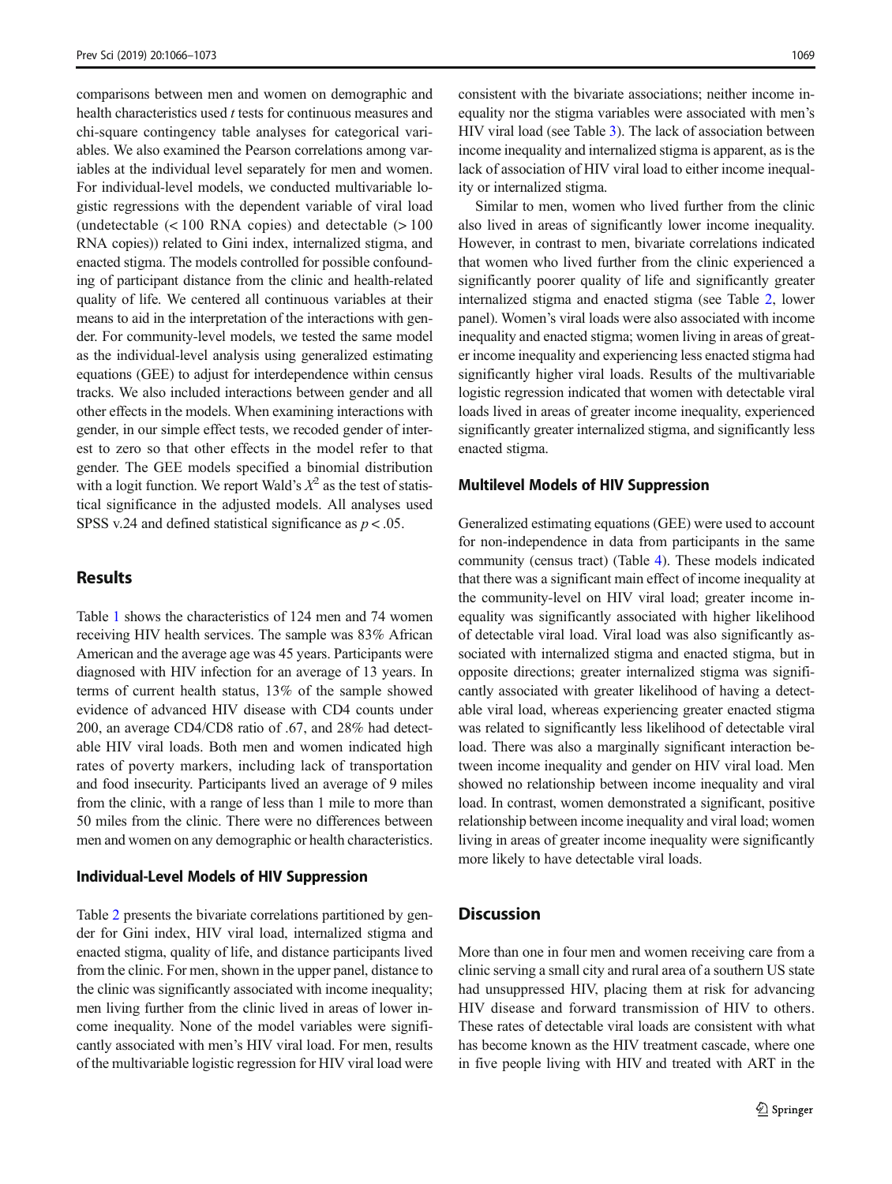comparisons between men and women on demographic and health characteristics used *t* tests for continuous measures and chi-square contingency table analyses for categorical variables. We also examined the Pearson correlations among variables at the individual level separately for men and women. For individual-level models, we conducted multivariable logistic regressions with the dependent variable of viral load (undetectable (< 100 RNA copies) and detectable (> 100 RNA copies)) related to Gini index, internalized stigma, and enacted stigma. The models controlled for possible confounding of participant distance from the clinic and health-related quality of life. We centered all continuous variables at their means to aid in the interpretation of the interactions with gender. For community-level models, we tested the same model as the individual-level analysis using generalized estimating equations (GEE) to adjust for interdependence within census tracks. We also included interactions between gender and all other effects in the models. When examining interactions with gender, in our simple effect tests, we recoded gender of interest to zero so that other effects in the model refer to that gender. The GEE models specified a binomial distribution with a logit function. We report Wald's $X^2$ as the test of statistical significance in the adjusted models. All analyses used SPSS v.24 and defined statistical significance as $p < .05$.

## Results

Table 1 shows the characteristics of 124 men and 74 women receiving HIV health services. The sample was 83% African American and the average age was 45 years. Participants were diagnosed with HIV infection for an average of 13 years. In terms of current health status, 13% of the sample showed evidence of advanced HIV disease with CD4 counts under 200, an average CD4/CD8 ratio of .67, and 28% had detectable HIV viral loads. Both men and women indicated high rates of poverty markers, including lack of transportation and food insecurity. Participants lived an average of 9 miles from the clinic, with a range of less than 1 mile to more than 50 miles from the clinic. There were no differences between men and women on any demographic or health characteristics.

### Individual-Level Models of HIV Suppression

Table 2 presents the bivariate correlations partitioned by gender for Gini index, HIV viral load, internalized stigma and enacted stigma, quality of life, and distance participants lived from the clinic. For men, shown in the upper panel, distance to the clinic was significantly associated with income inequality; men living further from the clinic lived in areas of lower income inequality. None of the model variables were significantly associated with men's HIV viral load. For men, results of the multivariable logistic regression for HIV viral load were consistent with the bivariate associations; neither income inequality nor the stigma variables were associated with men's HIV viral load (see Table 3). The lack of association between income inequality and internalized stigma is apparent, as is the lack of association of HIV viral load to either income inequality or internalized stigma.

Similar to men, women who lived further from the clinic also lived in areas of significantly lower income inequality. However, in contrast to men, bivariate correlations indicated that women who lived further from the clinic experienced a significantly poorer quality of life and significantly greater internalized stigma and enacted stigma (see Table 2, lower panel). Women's viral loads were also associated with income inequality and enacted stigma; women living in areas of greater income inequality and experiencing less enacted stigma had significantly higher viral loads. Results of the multivariable logistic regression indicated that women with detectable viral loads lived in areas of greater income inequality, experienced significantly greater internalized stigma, and significantly less enacted stigma.

### Multilevel Models of HIV Suppression

Generalized estimating equations (GEE) were used to account for non-independence in data from participants in the same community (census tract) (Table 4). These models indicated that there was a significant main effect of income inequality at the community-level on HIV viral load; greater income inequality was significantly associated with higher likelihood of detectable viral load. Viral load was also significantly associated with internalized stigma and enacted stigma, but in opposite directions; greater internalized stigma was significantly associated with greater likelihood of having a detectable viral load, whereas experiencing greater enacted stigma was related to significantly less likelihood of detectable viral load. There was also a marginally significant interaction between income inequality and gender on HIV viral load. Men showed no relationship between income inequality and viral load. In contrast, women demonstrated a significant, positive relationship between income inequality and viral load; women living in areas of greater income inequality were significantly more likely to have detectable viral loads.

## Discussion

More than one in four men and women receiving care from a clinic serving a small city and rural area of a southern US state had unsuppressed HIV, placing them at risk for advancing HIV disease and forward transmission of HIV to others. These rates of detectable viral loads are consistent with what has become known as the HIV treatment cascade, where one in five people living with HIV and treated with ART in the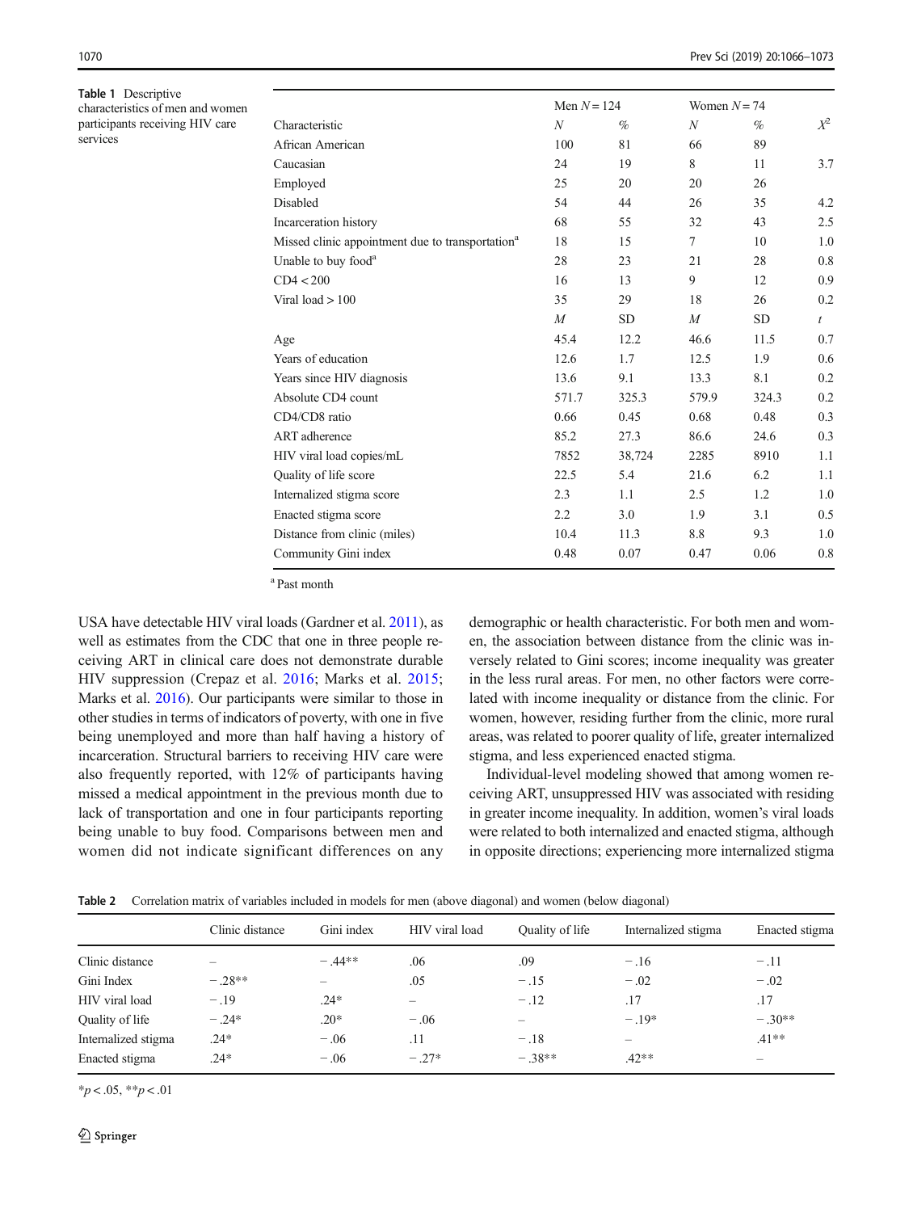**Table 1** Descriptive characteristics of men and women participants receiving HIV care services

| Characteristic | Men $N = 124$ | | Women $N = 74$ | | |
|---|---|---|---|---|---|
| | $N$ | % | $N$ | % | $X^2$ |
| African American | 100 | 81 | 66 | 89 | |
| Caucasian | 24 | 19 | 8 | 11 | 3.7 |
| Employed | 25 | 20 | 20 | 26 | |
| Disabled | 54 | 44 | 26 | 35 | 4.2 |
| Incarceration history | 68 | 55 | 32 | 43 | 2.5 |
| Missed clinic appointment due to transportation[a] | 18 | 15 | 7 | 10 | 1.0 |
| Unable to buy food[a] | 28 | 23 | 21 | 28 | 0.8 |
| CD4 < 200 | 16 | 13 | 9 | 12 | 0.9 |
| Viral load > 100 | 35 | 29 | 18 | 26 | 0.2 |
| | $M$ | SD | $M$ | SD | $t$ |
| Age | 45.4 | 12.2 | 46.6 | 11.5 | 0.7 |
| Years of education | 12.6 | 1.7 | 12.5 | 1.9 | 0.6 |
| Years since HIV diagnosis | 13.6 | 9.1 | 13.3 | 8.1 | 0.2 |
| Absolute CD4 count | 571.7 | 325.3 | 579.9 | 324.3 | 0.2 |
| CD4/CD8 ratio | 0.66 | 0.45 | 0.68 | 0.48 | 0.3 |
| ART adherence | 85.2 | 27.3 | 86.6 | 24.6 | 0.3 |
| HIV viral load copies/mL | 7852 | 38,724 | 2285 | 8910 | 1.1 |
| Quality of life score | 22.5 | 5.4 | 21.6 | 6.2 | 1.1 |
| Internalized stigma score | 2.3 | 1.1 | 2.5 | 1.2 | 1.0 |
| Enacted stigma score | 2.2 | 3.0 | 1.9 | 3.1 | 0.5 |
| Distance from clinic (miles) | 10.4 | 11.3 | 8.8 | 9.3 | 1.0 |
| Community Gini index | 0.48 | 0.07 | 0.47 | 0.06 | 0.8 |

[a] Past month

USA have detectable HIV viral loads (Gardner et al. 2011), as well as estimates from the CDC that one in three people receiving ART in clinical care does not demonstrate durable HIV suppression (Crepaz et al. 2016; Marks et al. 2015; Marks et al. 2016). Our participants were similar to those in other studies in terms of indicators of poverty, with one in five being unemployed and more than half having a history of incarceration. Structural barriers to receiving HIV care were also frequently reported, with 12% of participants having missed a medical appointment in the previous month due to lack of transportation and one in four participants reporting being unable to buy food. Comparisons between men and women did not indicate significant differences on any demographic or health characteristic. For both men and women, the association between distance from the clinic was inversely related to Gini scores; income inequality was greater in the less rural areas. For men, no other factors were correlated with income inequality or distance from the clinic. For women, however, residing further from the clinic, more rural areas, was related to poorer quality of life, greater internalized stigma, and less experienced enacted stigma.

Individual-level modeling showed that among women receiving ART, unsuppressed HIV was associated with residing in greater income inequality. In addition, women's viral loads were related to both internalized and enacted stigma, although in opposite directions; experiencing more internalized stigma

**Table 2** Correlation matrix of variables included in models for men (above diagonal) and women (below diagonal)

| | Clinic distance | Gini index | HIV viral load | Quality of life | Internalized stigma | Enacted stigma |
|---|---|---|---|---|---|---|
| Clinic distance | – | −.44** | .06 | .09 | −.16 | −.11 |
| Gini Index | −.28** | – | .05 | −.15 | −.02 | −.02 |
| HIV viral load | −.19 | .24* | – | −.12 | .17 | .17 |
| Quality of life | −.24* | .20* | −.06 | – | −.19* | −.30** |
| Internalized stigma | .24* | −.06 | .11 | −.18 | – | .41** |
| Enacted stigma | .24* | −.06 | −.27* | −.38** | .42** | – |

*$p < .05$, **$p < .01$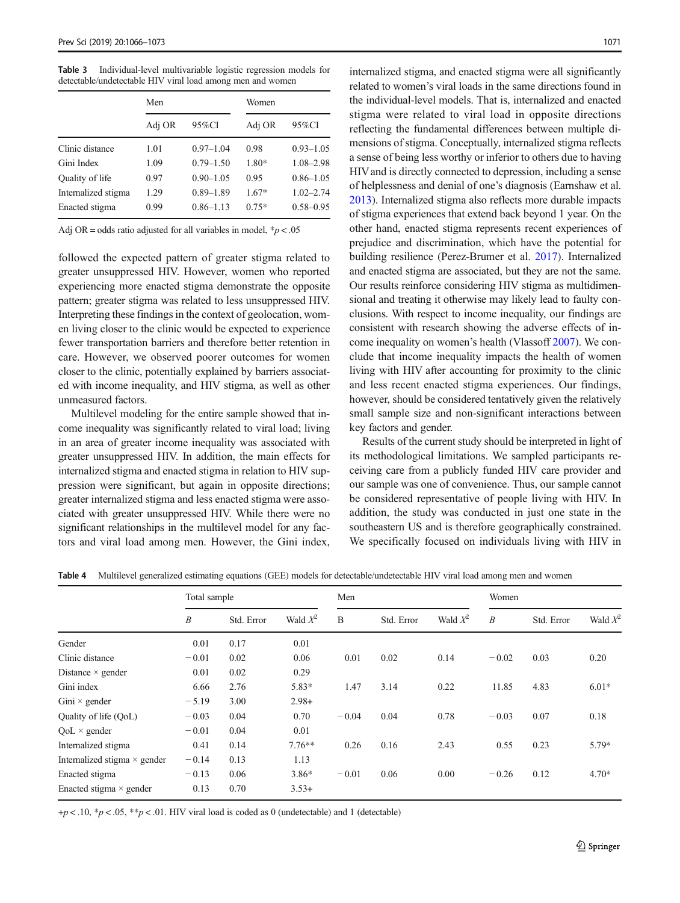**Table 3** Individual-level multivariable logistic regression models for detectable/undetectable HIV viral load among men and women

| | Men | | Women | |
|---|---|---|---|---|
| | Adj OR | 95%CI | Adj OR | 95%CI |
| Clinic distance | 1.01 | 0.97–1.04 | 0.98 | 0.93–1.05 |
| Gini Index | 1.09 | 0.79–1.50 | 1.80* | 1.08–2.98 |
| Quality of life | 0.97 | 0.90–1.05 | 0.95 | 0.86–1.05 |
| Internalized stigma | 1.29 | 0.89–1.89 | 1.67* | 1.02–2.74 |
| Enacted stigma | 0.99 | 0.86–1.13 | 0.75* | 0.58–0.95 |

Adj OR = odds ratio adjusted for all variables in model, *$p < .05$

followed the expected pattern of greater stigma related to greater unsuppressed HIV. However, women who reported experiencing more enacted stigma demonstrate the opposite pattern; greater stigma was related to less unsuppressed HIV. Interpreting these findings in the context of geolocation, women living closer to the clinic would be expected to experience fewer transportation barriers and therefore better retention in care. However, we observed poorer outcomes for women closer to the clinic, potentially explained by barriers associated with income inequality, and HIV stigma, as well as other unmeasured factors.

Multilevel modeling for the entire sample showed that income inequality was significantly related to viral load; living in an area of greater income inequality was associated with greater unsuppressed HIV. In addition, the main effects for internalized stigma and enacted stigma in relation to HIV suppression were significant, but again in opposite directions; greater internalized stigma and less enacted stigma were associated with greater unsuppressed HIV. While there were no significant relationships in the multilevel model for any factors and viral load among men. However, the Gini index, internalized stigma, and enacted stigma were all significantly related to women's viral loads in the same directions found in the individual-level models. That is, internalized and enacted stigma were related to viral load in opposite directions reflecting the fundamental differences between multiple dimensions of stigma. Conceptually, internalized stigma reflects a sense of being less worthy or inferior to others due to having HIV and is directly connected to depression, including a sense of helplessness and denial of one's diagnosis (Earnshaw et al. 2013). Internalized stigma also reflects more durable impacts of stigma experiences that extend back beyond 1 year. On the other hand, enacted stigma represents recent experiences of prejudice and discrimination, which have the potential for building resilience (Perez-Brumer et al. 2017). Internalized and enacted stigma are associated, but they are not the same. Our results reinforce considering HIV stigma as multidimensional and treating it otherwise may likely lead to faulty conclusions. With respect to income inequality, our findings are consistent with research showing the adverse effects of income inequality on women's health (Vlassoff 2007). We conclude that income inequality impacts the health of women living with HIV after accounting for proximity to the clinic and less recent enacted stigma experiences. Our findings, however, should be considered tentatively given the relatively small sample size and non-significant interactions between key factors and gender.

Results of the current study should be interpreted in light of its methodological limitations. We sampled participants receiving care from a publicly funded HIV care provider and our sample was one of convenience. Thus, our sample cannot be considered representative of people living with HIV. In addition, the study was conducted in just one state in the southeastern US and is therefore geographically constrained. We specifically focused on individuals living with HIV in

**Table 4** Multilevel generalized estimating equations (GEE) models for detectable/undetectable HIV viral load among men and women

| | Total sample | | | Men | | | Women | | |
|---|---|---|---|---|---|---|---|---|---|
| | *B* | Std. Error | Wald $X^2$ | B | Std. Error | Wald $X^2$ | *B* | Std. Error | Wald $X^2$ |
| Gender | 0.01 | 0.17 | 0.01 | | | | | | |
| Clinic distance | −0.01 | 0.02 | 0.06 | 0.01 | 0.02 | 0.14 | −0.02 | 0.03 | 0.20 |
| Distance × gender | 0.01 | 0.02 | 0.29 | | | | | | |
| Gini index | 6.66 | 2.76 | 5.83* | 1.47 | 3.14 | 0.22 | 11.85 | 4.83 | 6.01* |
| Gini × gender | −5.19 | 3.00 | 2.98+ | | | | | | |
| Quality of life (QoL) | −0.03 | 0.04 | 0.70 | −0.04 | 0.04 | 0.78 | −0.03 | 0.07 | 0.18 |
| QoL × gender | −0.01 | 0.04 | 0.01 | | | | | | |
| Internalized stigma | 0.41 | 0.14 | 7.76** | 0.26 | 0.16 | 2.43 | 0.55 | 0.23 | 5.79* |
| Internalized stigma × gender | −0.14 | 0.13 | 1.13 | | | | | | |
| Enacted stigma | −0.13 | 0.06 | 3.86* | −0.01 | 0.06 | 0.00 | −0.26 | 0.12 | 4.70* |
| Enacted stigma × gender | 0.13 | 0.70 | 3.53+ | | | | | | |

+$p < .10$, *$p < .05$, **$p < .01$. HIV viral load is coded as 0 (undetectable) and 1 (detectable)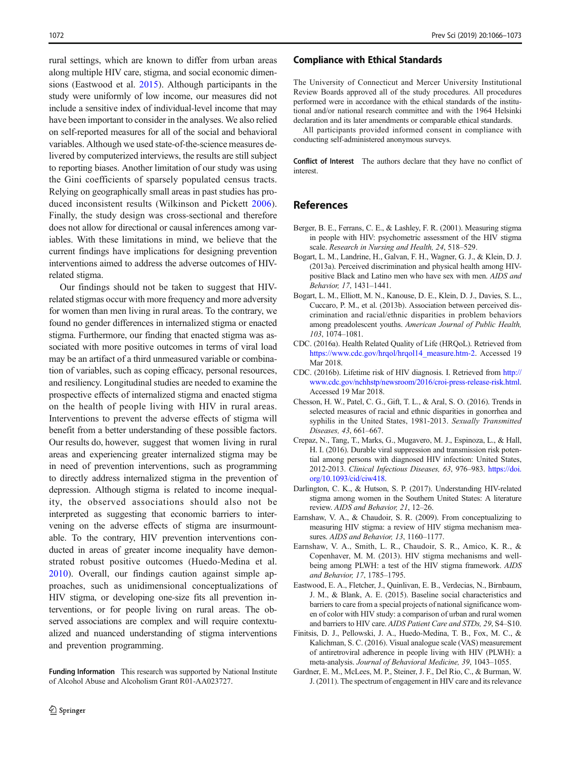rural settings, which are known to differ from urban areas along multiple HIV care, stigma, and social economic dimensions (Eastwood et al. 2015). Although participants in the study were uniformly of low income, our measures did not include a sensitive index of individual-level income that may have been important to consider in the analyses. We also relied on self-reported measures for all of the social and behavioral variables. Although we used state-of-the-science measures delivered by computerized interviews, the results are still subject to reporting biases. Another limitation of our study was using the Gini coefficients of sparsely populated census tracts. Relying on geographically small areas in past studies has produced inconsistent results (Wilkinson and Pickett 2006). Finally, the study design was cross-sectional and therefore does not allow for directional or causal inferences among variables. With these limitations in mind, we believe that the current findings have implications for designing prevention interventions aimed to address the adverse outcomes of HIV-related stigma.

Our findings should not be taken to suggest that HIV-related stigmas occur with more frequency and more adversity for women than men living in rural areas. To the contrary, we found no gender differences in internalized stigma or enacted stigma. Furthermore, our finding that enacted stigma was associated with more positive outcomes in terms of viral load may be an artifact of a third unmeasured variable or combination of variables, such as coping efficacy, personal resources, and resiliency. Longitudinal studies are needed to examine the prospective effects of internalized stigma and enacted stigma on the health of people living with HIV in rural areas. Interventions to prevent the adverse effects of stigma will benefit from a better understanding of these possible factors. Our results do, however, suggest that women living in rural areas and experiencing greater internalized stigma may be in need of prevention interventions, such as programming to directly address internalized stigma in the prevention of depression. Although stigma is related to income inequality, the observed associations should also not be interpreted as suggesting that economic barriers to intervening on the adverse effects of stigma are insurmountable. To the contrary, HIV prevention interventions conducted in areas of greater income inequality have demonstrated robust positive outcomes (Huedo-Medina et al. 2010). Overall, our findings caution against simple approaches, such as unidimensional conceptualizations of HIV stigma, or developing one-size fits all prevention interventions, or for people living on rural areas. The observed associations are complex and will require contextualized and nuanced understanding of stigma interventions and prevention programming.

**Funding Information** This research was supported by National Institute of Alcohol Abuse and Alcoholism Grant R01-AA023727.

## Compliance with Ethical Standards

The University of Connecticut and Mercer University Institutional Review Boards approved all of the study procedures. All procedures performed were in accordance with the ethical standards of the institutional and/or national research committee and with the 1964 Helsinki declaration and its later amendments or comparable ethical standards.

All participants provided informed consent in compliance with conducting self-administered anonymous surveys.

**Conflict of Interest** The authors declare that they have no conflict of interest.

## References

Berger, B. E., Ferrans, C. E., & Lashley, F. R. (2001). Measuring stigma in people with HIV: psychometric assessment of the HIV stigma scale. *Research in Nursing and Health, 24*, 518–529.

Bogart, L. M., Landrine, H., Galvan, F. H., Wagner, G. J., & Klein, D. J. (2013a). Perceived discrimination and physical health among HIV-positive Black and Latino men who have sex with men. *AIDS and Behavior, 17*, 1431–1441.

Bogart, L. M., Elliott, M. N., Kanouse, D. E., Klein, D. J., Davies, S. L., Cuccaro, P. M., et al. (2013b). Association between perceived discrimination and racial/ethnic disparities in problem behaviors among preadolescent youths. *American Journal of Public Health, 103*, 1074–1081.

CDC. (2016a). Health Related Quality of Life (HRQoL). Retrieved from https://www.cdc.gov/hrqol/hrqol14_measure.htm-2. Accessed 19 Mar 2018.

CDC. (2016b). Lifetime risk of HIV diagnosis. I. Retrieved from http://www.cdc.gov/nchhstp/newsroom/2016/croi-press-release-risk.html. Accessed 19 Mar 2018.

Chesson, H. W., Patel, C. G., Gift, T. L., & Aral, S. O. (2016). Trends in selected measures of racial and ethnic disparities in gonorrhea and syphilis in the United States, 1981-2013. *Sexually Transmitted Diseases, 43*, 661–667.

Crepaz, N., Tang, T., Marks, G., Mugavero, M. J., Espinoza, L., & Hall, H. I. (2016). Durable viral suppression and transmission risk potential among persons with diagnosed HIV infection: United States, 2012-2013. *Clinical Infectious Diseases, 63*, 976–983. https://doi.org/10.1093/cid/ciw418.

Darlington, C. K., & Hutson, S. P. (2017). Understanding HIV-related stigma among women in the Southern United States: A literature review. *AIDS and Behavior, 21*, 12–26.

Earnshaw, V. A., & Chaudoir, S. R. (2009). From conceptualizing to measuring HIV stigma: a review of HIV stigma mechanism measures. *AIDS and Behavior, 13*, 1160–1177.

Earnshaw, V. A., Smith, L. R., Chaudoir, S. R., Amico, K. R., & Copenhaver, M. M. (2013). HIV stigma mechanisms and well-being among PLWH: a test of the HIV stigma framework. *AIDS and Behavior, 17*, 1785–1795.

Eastwood, E. A., Fletcher, J., Quinlivan, E. B., Verdecias, N., Birnbaum, J. M., & Blank, A. E. (2015). Baseline social characteristics and barriers to care from a special projects of national significance women of color with HIV study: a comparison of urban and rural women and barriers to HIV care. *AIDS Patient Care and STDs, 29*, S4–S10.

Finitsis, D. J., Pellowski, J. A., Huedo-Medina, T. B., Fox, M. C., & Kalichman, S. C. (2016). Visual analogue scale (VAS) measurement of antiretroviral adherence in people living with HIV (PLWH): a meta-analysis. *Journal of Behavioral Medicine, 39*, 1043–1055.

Gardner, E. M., McLees, M. P., Steiner, J. F., Del Rio, C., & Burman, W. J. (2011). The spectrum of engagement in HIV care and its relevance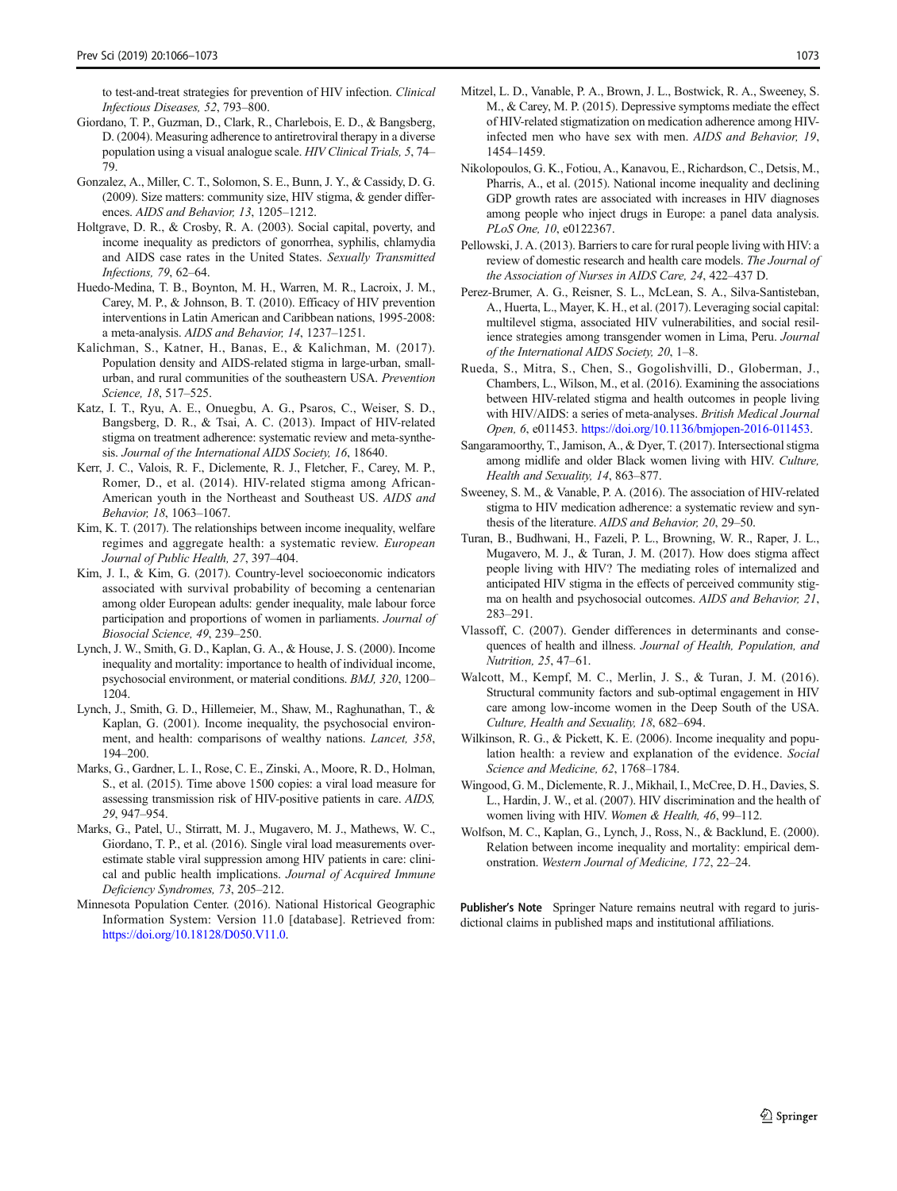to test-and-treat strategies for prevention of HIV infection. *Clinical Infectious Diseases, 52*, 793–800.

Giordano, T. P., Guzman, D., Clark, R., Charlebois, E. D., & Bangsberg, D. (2004). Measuring adherence to antiretroviral therapy in a diverse population using a visual analogue scale. *HIV Clinical Trials, 5*, 74–79.

Gonzalez, A., Miller, C. T., Solomon, S. E., Bunn, J. Y., & Cassidy, D. G. (2009). Size matters: community size, HIV stigma, & gender differences. *AIDS and Behavior, 13*, 1205–1212.

Holtgrave, D. R., & Crosby, R. A. (2003). Social capital, poverty, and income inequality as predictors of gonorrhea, syphilis, chlamydia and AIDS case rates in the United States. *Sexually Transmitted Infections, 79*, 62–64.

Huedo-Medina, T. B., Boynton, M. H., Warren, M. R., Lacroix, J. M., Carey, M. P., & Johnson, B. T. (2010). Efficacy of HIV prevention interventions in Latin American and Caribbean nations, 1995-2008: a meta-analysis. *AIDS and Behavior, 14*, 1237–1251.

Kalichman, S., Katner, H., Banas, E., & Kalichman, M. (2017). Population density and AIDS-related stigma in large-urban, small-urban, and rural communities of the southeastern USA. *Prevention Science, 18*, 517–525.

Katz, I. T., Ryu, A. E., Onuegbu, A. G., Psaros, C., Weiser, S. D., Bangsberg, D. R., & Tsai, A. C. (2013). Impact of HIV-related stigma on treatment adherence: systematic review and meta-synthesis. *Journal of the International AIDS Society, 16*, 18640.

Kerr, J. C., Valois, R. F., Diclemente, R. J., Fletcher, F., Carey, M. P., Romer, D., et al. (2014). HIV-related stigma among African-American youth in the Northeast and Southeast US. *AIDS and Behavior, 18*, 1063–1067.

Kim, K. T. (2017). The relationships between income inequality, welfare regimes and aggregate health: a systematic review. *European Journal of Public Health, 27*, 397–404.

Kim, J. I., & Kim, G. (2017). Country-level socioeconomic indicators associated with survival probability of becoming a centenarian among older European adults: gender inequality, male labour force participation and proportions of women in parliaments. *Journal of Biosocial Science, 49*, 239–250.

Lynch, J. W., Smith, G. D., Kaplan, G. A., & House, J. S. (2000). Income inequality and mortality: importance to health of individual income, psychosocial environment, or material conditions. *BMJ, 320*, 1200–1204.

Lynch, J., Smith, G. D., Hillemeier, M., Shaw, M., Raghunathan, T., & Kaplan, G. (2001). Income inequality, the psychosocial environment, and health: comparisons of wealthy nations. *Lancet, 358*, 194–200.

Marks, G., Gardner, L. I., Rose, C. E., Zinski, A., Moore, R. D., Holman, S., et al. (2015). Time above 1500 copies: a viral load measure for assessing transmission risk of HIV-positive patients in care. *AIDS, 29*, 947–954.

Marks, G., Patel, U., Stirratt, M. J., Mugavero, M. J., Mathews, W. C., Giordano, T. P., et al. (2016). Single viral load measurements overestimate stable viral suppression among HIV patients in care: clinical and public health implications. *Journal of Acquired Immune Deficiency Syndromes, 73*, 205–212.

Minnesota Population Center. (2016). National Historical Geographic Information System: Version 11.0 [database]. Retrieved from: https://doi.org/10.18128/D050.V11.0.

Mitzel, L. D., Vanable, P. A., Brown, J. L., Bostwick, R. A., Sweeney, S. M., & Carey, M. P. (2015). Depressive symptoms mediate the effect of HIV-related stigmatization on medication adherence among HIV-infected men who have sex with men. *AIDS and Behavior, 19*, 1454–1459.

Nikolopoulos, G. K., Fotiou, A., Kanavou, E., Richardson, C., Detsis, M., Pharris, A., et al. (2015). National income inequality and declining GDP growth rates are associated with increases in HIV diagnoses among people who inject drugs in Europe: a panel data analysis. *PLoS One, 10*, e0122367.

Pellowski, J. A. (2013). Barriers to care for rural people living with HIV: a review of domestic research and health care models. *The Journal of the Association of Nurses in AIDS Care, 24*, 422–437 D.

Perez-Brumer, A. G., Reisner, S. L., McLean, S. A., Silva-Santisteban, A., Huerta, L., Mayer, K. H., et al. (2017). Leveraging social capital: multilevel stigma, associated HIV vulnerabilities, and social resilience strategies among transgender women in Lima, Peru. *Journal of the International AIDS Society, 20*, 1–8.

Rueda, S., Mitra, S., Chen, S., Gogolishvilli, D., Globerman, J., Chambers, L., Wilson, M., et al. (2016). Examining the associations between HIV-related stigma and health outcomes in people living with HIV/AIDS: a series of meta-analyses. *British Medical Journal Open, 6*, e011453. https://doi.org/10.1136/bmjopen-2016-011453.

Sangaramoorthy, T., Jamison, A., & Dyer, T. (2017). Intersectional stigma among midlife and older Black women living with HIV. *Culture, Health and Sexuality, 14*, 863–877.

Sweeney, S. M., & Vanable, P. A. (2016). The association of HIV-related stigma to HIV medication adherence: a systematic review and synthesis of the literature. *AIDS and Behavior, 20*, 29–50.

Turan, B., Budhwani, H., Fazeli, P. L., Browning, W. R., Raper, J. L., Mugavero, M. J., & Turan, J. M. (2017). How does stigma affect people living with HIV? The mediating roles of internalized and anticipated HIV stigma in the effects of perceived community stigma on health and psychosocial outcomes. *AIDS and Behavior, 21*, 283–291.

Vlassoff, C. (2007). Gender differences in determinants and consequences of health and illness. *Journal of Health, Population, and Nutrition, 25*, 47–61.

Walcott, M., Kempf, M. C., Merlin, J. S., & Turan, J. M. (2016). Structural community factors and sub-optimal engagement in HIV care among low-income women in the Deep South of the USA. *Culture, Health and Sexuality, 18*, 682–694.

Wilkinson, R. G., & Pickett, K. E. (2006). Income inequality and population health: a review and explanation of the evidence. *Social Science and Medicine, 62*, 1768–1784.

Wingood, G. M., Diclemente, R. J., Mikhail, I., McCree, D. H., Davies, S. L., Hardin, J. W., et al. (2007). HIV discrimination and the health of women living with HIV. *Women & Health, 46*, 99–112.

Wolfson, M. C., Kaplan, G., Lynch, J., Ross, N., & Backlund, E. (2000). Relation between income inequality and mortality: empirical demonstration. *Western Journal of Medicine, 172*, 22–24.

**Publisher's Note** Springer Nature remains neutral with regard to jurisdictional claims in published maps and institutional affiliations.